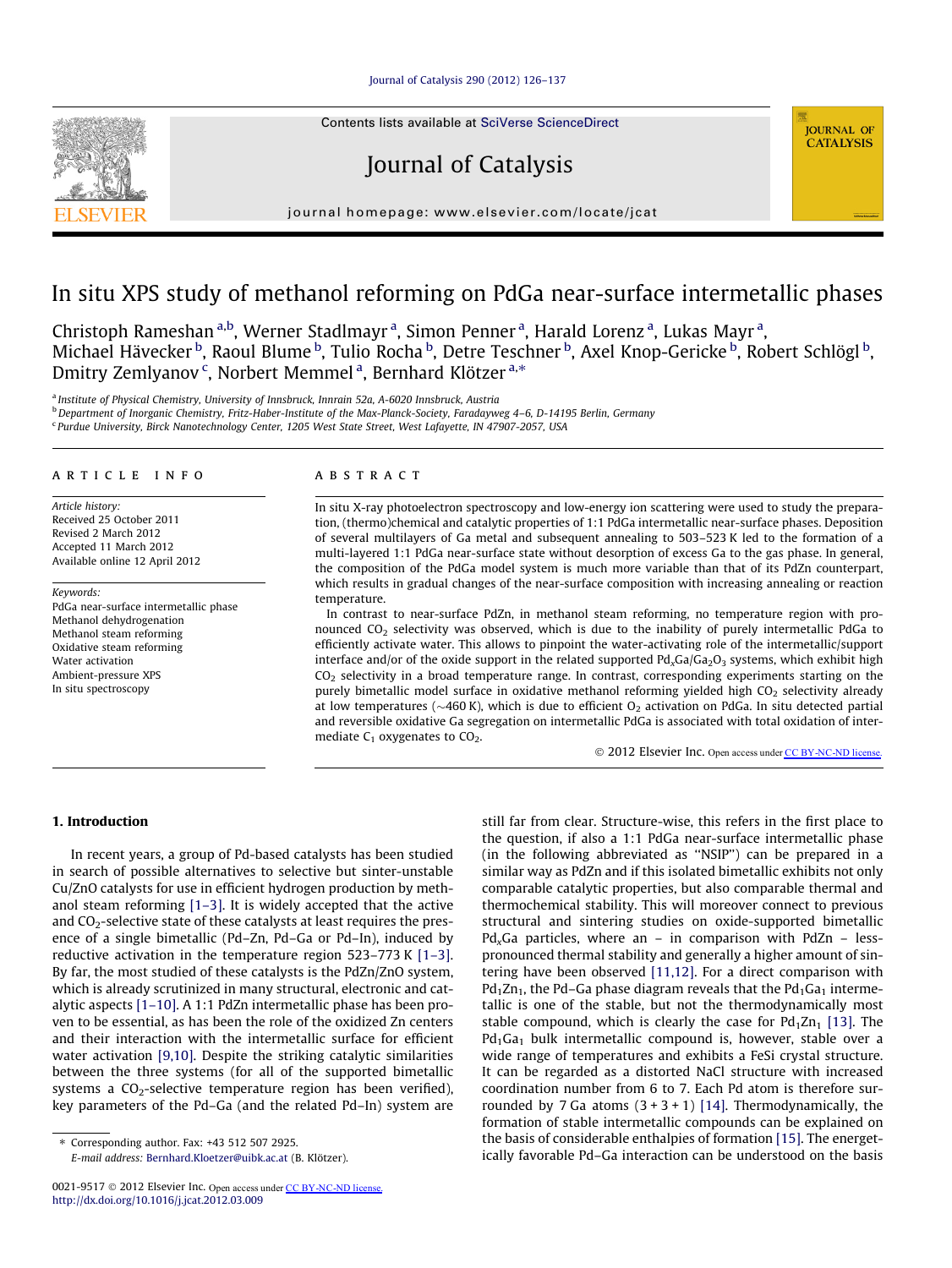# In situ XPS study of methanol reforming on PdGa near-surface intermetallic phases

Christoph Rameshan [a,b], Werner Stadlmayr [a], Simon Penner [a], Harald Lorenz [a], Lukas Mayr [a], Michael Hävecker [b], Raoul Blume [b], Tulio Rocha [b], Detre Teschner [b], Axel Knop-Gericke [b], Robert Schlögl [b], Dmitry Zemlyanov [c], Norbert Memmel [a], Bernhard Klötzer [a,*]

[a] Institute of Physical Chemistry, University of Innsbruck, Innrain 52a, A-6020 Innsbruck, Austria

[b] Department of Inorganic Chemistry, Fritz-Haber-Institute of the Max-Planck-Society, Faradayweg 4–6, D-14195 Berlin, Germany

[c] Purdue University, Birck Nanotechnology Center, 1205 West State Street, West Lafayette, IN 47907-2057, USA

## ARTICLE INFO

*Article history:*
Received 25 October 2011
Revised 2 March 2012
Accepted 11 March 2012
Available online 12 April 2012

*Keywords:*
PdGa near-surface intermetallic phase
Methanol dehydrogenation
Methanol steam reforming
Oxidative steam reforming
Water activation
Ambient-pressure XPS
In situ spectroscopy

## ABSTRACT

In situ X-ray photoelectron spectroscopy and low-energy ion scattering were used to study the preparation, (thermo)chemical and catalytic properties of 1:1 PdGa intermetallic near-surface phases. Deposition of several multilayers of Ga metal and subsequent annealing to 503–523 K led to the formation of a multi-layered 1:1 PdGa near-surface state without desorption of excess Ga to the gas phase. In general, the composition of the PdGa model system is much more variable than that of its PdZn counterpart, which results in gradual changes of the near-surface composition with increasing annealing or reaction temperature.

In contrast to near-surface PdZn, in methanol steam reforming, no temperature region with pronounced $CO_2$ selectivity was observed, which is due to the inability of purely intermetallic PdGa to efficiently activate water. This allows to pinpoint the water-activating role of the intermetallic/support interface and/or of the oxide support in the related supported $Pd_xGa/Ga_2O_3$ systems, which exhibit high $CO_2$ selectivity in a broad temperature range. In contrast, corresponding experiments starting on the purely bimetallic model surface in oxidative methanol reforming yielded high $CO_2$ selectivity already at low temperatures (~460 K), which is due to efficient $O_2$ activation on PdGa. In situ detected partial and reversible oxidative Ga segregation on intermetallic PdGa is associated with total oxidation of intermediate $C_1$ oxygenates to $CO_2$.

© 2012 Elsevier Inc. Open access under CC BY-NC-ND license.

## 1. Introduction

In recent years, a group of Pd-based catalysts has been studied in search of possible alternatives to selective but sinter-unstable Cu/ZnO catalysts for use in efficient hydrogen production by methanol steam reforming [1–3]. It is widely accepted that the active and $CO_2$-selective state of these catalysts at least requires the presence of a single bimetallic (Pd–Zn, Pd–Ga or Pd–In), induced by reductive activation in the temperature region 523–773 K [1–3]. By far, the most studied of these catalysts is the PdZn/ZnO system, which is already scrutinized in many structural, electronic and catalytic aspects [1–10]. A 1:1 PdZn intermetallic phase has been proven to be essential, as has been the role of the oxidized Zn centers and their interaction with the intermetallic surface for efficient water activation [9,10]. Despite the striking catalytic similarities between the three systems (for all of the supported bimetallic systems a $CO_2$-selective temperature region has been verified), key parameters of the Pd–Ga (and the related Pd–In) system are still far from clear. Structure-wise, this refers in the first place to the question, if also a 1:1 PdGa near-surface intermetallic phase (in the following abbreviated as "NSIP") can be prepared in a similar way as PdZn and if this isolated bimetallic exhibits not only comparable catalytic properties, but also comparable thermal and thermochemical stability. This will moreover connect to previous structural and sintering studies on oxide-supported bimetallic $Pd_xGa$ particles, where an – in comparison with PdZn – less-pronounced thermal stability and generally a higher amount of sintering have been observed [11,12]. For a direct comparison with $Pd_1Zn_1$, the Pd–Ga phase diagram reveals that the $Pd_1Ga_1$ intermetallic is one of the stable, but not the thermodynamically most stable compound, which is clearly the case for $Pd_1Zn_1$ [13]. The $Pd_1Ga_1$ bulk intermetallic compound is, however, stable over a wide range of temperatures and exhibits a FeSi crystal structure. It can be regarded as a distorted NaCl structure with increased coordination number from 6 to 7. Each Pd atom is therefore surrounded by 7 Ga atoms (3 + 3 + 1) [14]. Thermodynamically, the formation of stable intermetallic compounds can be explained on the basis of considerable enthalpies of formation [15]. The energetically favorable Pd–Ga interaction can be understood on the basis

* Corresponding author. Fax: +43 512 507 2925.
*E-mail address:* Bernhard.Kloetzer@uibk.ac.at (B. Klötzer).

0021-9517 © 2012 Elsevier Inc. Open access under CC BY-NC-ND license.
http://dx.doi.org/10.1016/j.jcat.2012.03.009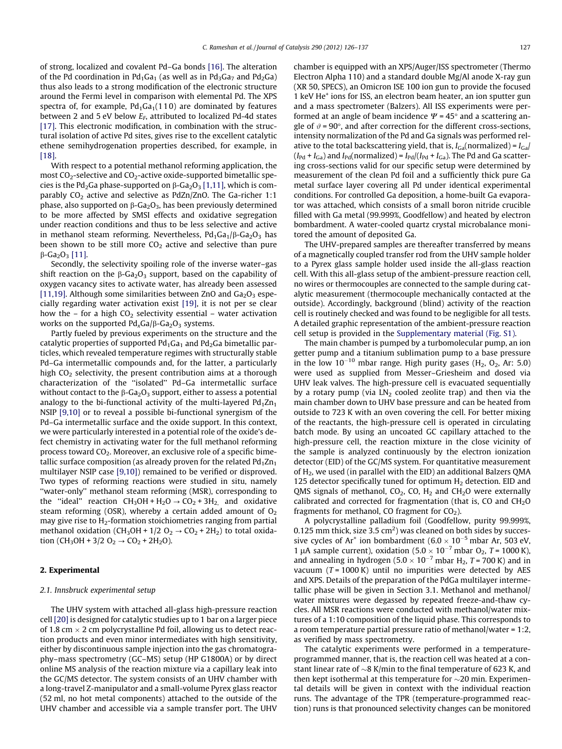of strong, localized and covalent Pd–Ga bonds [16]. The alteration of the Pd coordination in $Pd_1Ga_1$ (as well as in $Pd_3Ga_7$ and $Pd_2Ga$) thus also leads to a strong modification of the electronic structure around the Fermi level in comparison with elemental Pd. The XPS spectra of, for example, $Pd_1Ga_1(110)$ are dominated by features between 2 and 5 eV below $E_F$, attributed to localized Pd-4d states [17]. This electronic modification, in combination with the structural isolation of active Pd sites, gives rise to the excellent catalytic ethene semihydrogenation properties described, for example, in [18].

With respect to a potential methanol reforming application, the most $CO_2$-selective and $CO_2$-active oxide-supported bimetallic species is the $Pd_2Ga$ phase-supported on β-$Ga_2O_3$ [1,11], which is comparably $CO_2$ active and selective as PdZn/ZnO. The Ga-richer 1:1 phase, also supported on β-$Ga_2O_3$, has been previously determined to be more affected by SMSI effects and oxidative segregation under reaction conditions and thus to be less selective and active in methanol steam reforming. Nevertheless, $Pd_1Ga_1$/β-$Ga_2O_3$ has been shown to be still more $CO_2$ active and selective than pure β-$Ga_2O_3$ [11].

Secondly, the selectivity spoiling role of the inverse water–gas shift reaction on the β-$Ga_2O_3$ support, based on the capability of oxygen vacancy sites to activate water, has already been assessed [11,19]. Although some similarities between ZnO and $Ga_2O_3$ especially regarding water activation exist [19], it is not per se clear how the – for a high $CO_2$ selectivity essential – water activation works on the supported $Pd_xGa$/β-$Ga_2O_3$ systems.

Partly fueled by previous experiments on the structure and the catalytic properties of supported $Pd_1Ga_1$ and $Pd_2Ga$ bimetallic particles, which revealed temperature regimes with structurally stable Pd–Ga intermetallic compounds and, for the latter, a particularly high $CO_2$ selectivity, the present contribution aims at a thorough characterization of the "isolated" Pd–Ga intermetallic surface without contact to the β-$Ga_2O_3$ support, either to assess a potential analogy to the bi-functional activity of the multi-layered $Pd_1Zn_1$ NSIP [9,10] or to reveal a possible bi-functional synergism of the Pd–Ga intermetallic surface and the oxide support. In this context, we were particularly interested in a potential role of the oxide's defect chemistry in activating water for the full methanol reforming process toward $CO_2$. Moreover, an exclusive role of a specific bimetallic surface composition (as already proven for the related $Pd_1Zn_1$ multilayer NSIP case [9,10]) remained to be verified or disproved. Two types of reforming reactions were studied in situ, namely "water-only" methanol steam reforming (MSR), corresponding to the "ideal" reaction $CH_3OH + H_2O \rightarrow CO_2 + 3H_2$, and oxidative steam reforming (OSR), whereby a certain added amount of $O_2$ may give rise to $H_2$-formation stoichiometries ranging from partial methanol oxidation ($CH_3OH + 1/2\ O_2 \rightarrow CO_2 + 2H_2$) to total oxidation ($CH_3OH + 3/2\ O_2 \rightarrow CO_2 + 2H_2O$).

## 2. Experimental

### 2.1. Innsbruck experimental setup

The UHV system with attached all-glass high-pressure reaction cell [20] is designed for catalytic studies up to 1 bar on a larger piece of 1.8 cm × 2 cm polycrystalline Pd foil, allowing us to detect reaction products and even minor intermediates with high sensitivity, either by discontinuous sample injection into the gas chromatography–mass spectrometry (GC–MS) setup (HP G1800A) or by direct online MS analysis of the reaction mixture via a capillary leak into the GC/MS detector. The system consists of an UHV chamber with a long-travel Z-manipulator and a small-volume Pyrex glass reactor (52 ml, no hot metal components) attached to the outside of the UHV chamber and accessible via a sample transfer port. The UHV chamber is equipped with an XPS/Auger/ISS spectrometer (Thermo Electron Alpha 110) and a standard double Mg/Al anode X-ray gun (XR 50, SPECS), an Omicron ISE 100 ion gun to provide the focused 1 keV $He^+$ ions for ISS, an electron beam heater, an ion sputter gun and a mass spectrometer (Balzers). All ISS experiments were performed at an angle of beam incidence $\Psi = 45°$ and a scattering angle of $\vartheta = 90°$, and after correction for the different cross-sections, intensity normalization of the Pd and Ga signals was performed relative to the total backscattering yield, that is, $I_{Ga}(\text{normalized}) = I_{Ga}/(I_{Pd} + I_{Ga})$ and $I_{Pd}(\text{normalized}) = I_{Pd}/(I_{Pd} + I_{Ga})$. The Pd and Ga scattering cross-sections valid for our specific setup were determined by measurement of the clean Pd foil and a sufficiently thick pure Ga metal surface layer covering all Pd under identical experimental conditions. For controlled Ga deposition, a home-built Ga evaporator was attached, which consists of a small boron nitride crucible filled with Ga metal (99.999%, Goodfellow) and heated by electron bombardment. A water-cooled quartz crystal microbalance monitored the amount of deposited Ga.

The UHV-prepared samples are thereafter transferred by means of a magnetically coupled transfer rod from the UHV sample holder to a Pyrex glass sample holder used inside the all-glass reaction cell. With this all-glass setup of the ambient-pressure reaction cell, no wires or thermocouples are connected to the sample during catalytic measurement (thermocouple mechanically contacted at the outside). Accordingly, background (blind) activity of the reaction cell is routinely checked and was found to be negligible for all tests. A detailed graphic representation of the ambient-pressure reaction cell setup is provided in the Supplementary material (Fig. S1).

The main chamber is pumped by a turbomolecular pump, an ion getter pump and a titanium sublimation pump to a base pressure in the low $10^{-10}$ mbar range. High purity gases ($H_2$, $O_2$, Ar: 5.0) were used as supplied from Messer–Griesheim and dosed via UHV leak valves. The high-pressure cell is evacuated sequentially by a rotary pump (via $LN_2$ cooled zeolite trap) and then via the main chamber down to UHV base pressure and can be heated from outside to 723 K with an oven covering the cell. For better mixing of the reactants, the high-pressure cell is operated in circulating batch mode. By using an uncoated GC capillary attached to the high-pressure cell, the reaction mixture in the close vicinity of the sample is analyzed continuously by the electron ionization detector (EID) of the GC/MS system. For quantitative measurement of $H_2$, we used (in parallel with the EID) an additional Balzers QMA 125 detector specifically tuned for optimum $H_2$ detection. EID and QMS signals of methanol, $CO_2$, CO, $H_2$ and $CH_2O$ were externally calibrated and corrected for fragmentation (that is, CO and $CH_2O$ fragments for methanol, CO fragment for $CO_2$).

A polycrystalline palladium foil (Goodfellow, purity 99.999%, 0.125 mm thick, size 3.5 $cm^2$) was cleaned on both sides by successive cycles of $Ar^+$ ion bombardment ($6.0 \times 10^{-5}$ mbar Ar, 503 eV, 1 μA sample current), oxidation ($5.0 \times 10^{-7}$ mbar $O_2$, $T$ = 1000 K), and annealing in hydrogen ($5.0 \times 10^{-7}$ mbar $H_2$, $T$ = 700 K) and in vacuum ($T$ = 1000 K) until no impurities were detected by AES and XPS. Details of the preparation of the PdGa multilayer intermetallic phase will be given in Section 3.1. Methanol and methanol/water mixtures were degassed by repeated freeze-and-thaw cycles. All MSR reactions were conducted with methanol/water mixtures of a 1:10 composition of the liquid phase. This corresponds to a room temperature partial pressure ratio of methanol/water = 1:2, as verified by mass spectrometry.

The catalytic experiments were performed in a temperature-programmed manner, that is, the reaction cell was heated at a constant linear rate of ~8 K/min to the final temperature of 623 K, and then kept isothermal at this temperature for ~20 min. Experimental details will be given in context with the individual reaction runs. The advantage of the TPR (temperature-programmed reaction) runs is that pronounced selectivity changes can be monitored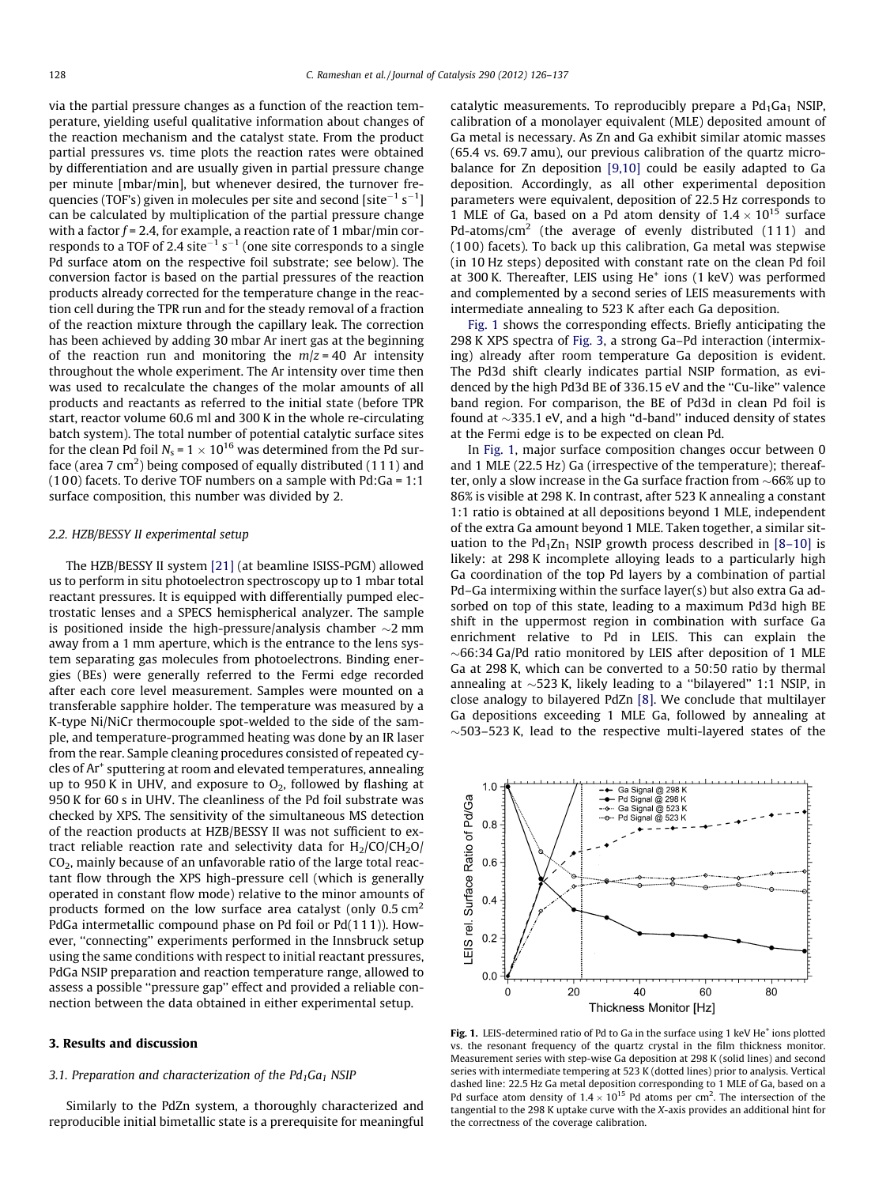via the partial pressure changes as a function of the reaction temperature, yielding useful qualitative information about changes of the reaction mechanism and the catalyst state. From the product partial pressures vs. time plots the reaction rates were obtained by differentiation and are usually given in partial pressure change per minute [mbar/min], but whenever desired, the turnover frequencies (TOF's) given in molecules per site and second [$site^{-1}\,s^{-1}$] can be calculated by multiplication of the partial pressure change with a factor $f = 2.4$, for example, a reaction rate of 1 mbar/min corresponds to a TOF of 2.4 $site^{-1}\,s^{-1}$ (one site corresponds to a single Pd surface atom on the respective foil substrate; see below). The conversion factor is based on the partial pressures of the reaction products already corrected for the temperature change in the reaction cell during the TPR run and for the steady removal of a fraction of the reaction mixture through the capillary leak. The correction has been achieved by adding 30 mbar Ar inert gas at the beginning of the reaction run and monitoring the $m/z = 40$ Ar intensity throughout the whole experiment. The Ar intensity over time then was used to recalculate the changes of the molar amounts of all products and reactants as referred to the initial state (before TPR start, reactor volume 60.6 ml and 300 K in the whole re-circulating batch system). The total number of potential catalytic surface sites for the clean Pd foil $N_s = 1 \times 10^{16}$ was determined from the Pd surface (area 7 $cm^2$) being composed of equally distributed (1 1 1) and (1 0 0) facets. To derive TOF numbers on a sample with Pd:Ga = 1:1 surface composition, this number was divided by 2.

### 2.2. HZB/BESSY II experimental setup

The HZB/BESSY II system [21] (at beamline ISISS-PGM) allowed us to perform in situ photoelectron spectroscopy up to 1 mbar total reactant pressures. It is equipped with differentially pumped electrostatic lenses and a SPECS hemispherical analyzer. The sample is positioned inside the high-pressure/analysis chamber ~2 mm away from a 1 mm aperture, which is the entrance to the lens system separating gas molecules from photoelectrons. Binding energies (BEs) were generally referred to the Fermi edge recorded after each core level measurement. Samples were mounted on a transferable sapphire holder. The temperature was measured by a K-type Ni/NiCr thermocouple spot-welded to the side of the sample, and temperature-programmed heating was done by an IR laser from the rear. Sample cleaning procedures consisted of repeated cycles of $Ar^+$ sputtering at room and elevated temperatures, annealing up to 950 K in UHV, and exposure to $O_2$, followed by flashing at 950 K for 60 s in UHV. The cleanliness of the Pd foil substrate was checked by XPS. The sensitivity of the simultaneous MS detection of the reaction products at HZB/BESSY II was not sufficient to extract reliable reaction rate and selectivity data for $H_2$/CO/$CH_2O$/$CO_2$, mainly because of an unfavorable ratio of the large total reactant flow through the XPS high-pressure cell (which is generally operated in constant flow mode) relative to the minor amounts of products formed on the low surface area catalyst (only 0.5 $cm^2$ PdGa intermetallic compound phase on Pd foil or Pd(1 1 1)). However, "connecting" experiments performed in the Innsbruck setup using the same conditions with respect to initial reactant pressures, PdGa NSIP preparation and reaction temperature range, allowed to assess a possible "pressure gap" effect and provided a reliable connection between the data obtained in either experimental setup.

## 3. Results and discussion

### 3.1. Preparation and characterization of the $Pd_1Ga_1$ NSIP

Similarly to the PdZn system, a thoroughly characterized and reproducible initial bimetallic state is a prerequisite for meaningful catalytic measurements. To reproducibly prepare a $Pd_1Ga_1$ NSIP, calibration of a monolayer equivalent (MLE) deposited amount of Ga metal is necessary. As Zn and Ga exhibit similar atomic masses (65.4 vs. 69.7 amu), our previous calibration of the quartz microbalance for Zn deposition [9,10] could be easily adapted to Ga deposition. Accordingly, as all other experimental deposition parameters were equivalent, deposition of 22.5 Hz corresponds to 1 MLE of Ga, based on a Pd atom density of $1.4 \times 10^{15}$ surface Pd-atoms/$cm^2$ (the average of evenly distributed (1 1 1) and (1 0 0) facets). To back up this calibration, Ga metal was stepwise (in 10 Hz steps) deposited with constant rate on the clean Pd foil at 300 K. Thereafter, LEIS using $He^+$ ions (1 keV) was performed and complemented by a second series of LEIS measurements with intermediate annealing to 523 K after each Ga deposition.

Fig. 1 shows the corresponding effects. Briefly anticipating the 298 K XPS spectra of Fig. 3, a strong Ga–Pd interaction (intermixing) already after room temperature Ga deposition is evident. The Pd3d shift clearly indicates partial NSIP formation, as evidenced by the high Pd3d BE of 336.15 eV and the "Cu-like" valence band region. For comparison, the BE of Pd3d in clean Pd foil is found at ~335.1 eV, and a high "d-band" induced density of states at the Fermi edge is to be expected on clean Pd.

In Fig. 1, major surface composition changes occur between 0 and 1 MLE (22.5 Hz) Ga (irrespective of the temperature); thereafter, only a slow increase in the Ga surface fraction from ~66% up to 86% is visible at 298 K. In contrast, after 523 K annealing a constant 1:1 ratio is obtained at all depositions beyond 1 MLE, independent of the extra Ga amount beyond 1 MLE. Taken together, a similar situation to the $Pd_1Zn_1$ NSIP growth process described in [8–10] is likely: at 298 K incomplete alloying leads to a particularly high Ga coordination of the top Pd layers by a combination of partial Pd–Ga intermixing within the surface layer(s) but also extra Ga adsorbed on top of this state, leading to a maximum Pd3d high BE shift in the uppermost region in combination with surface Ga enrichment relative to Pd in LEIS. This can explain the ~66:34 Ga/Pd ratio monitored by LEIS after deposition of 1 MLE Ga at 298 K, which can be converted to a 50:50 ratio by thermal annealing at ~523 K, likely leading to a "bilayered" 1:1 NSIP, in close analogy to bilayered PdZn [8]. We conclude that multilayer Ga depositions exceeding 1 MLE Ga, followed by annealing at ~503–523 K, lead to the respective multi-layered states of the

Fig. 1. LEIS-determined ratio of Pd to Ga in the surface using 1 keV $He^+$ ions plotted vs. the resonant frequency of the quartz crystal in the film thickness monitor. Measurement series with step-wise Ga deposition at 298 K (solid lines) and second series with intermediate tempering at 523 K (dotted lines) prior to analysis. Vertical dashed line: 22.5 Hz Ga metal deposition corresponding to 1 MLE of Ga, based on a Pd surface atom density of $1.4 \times 10^{15}$ Pd atoms per $cm^2$. The intersection of the tangential to the 298 K uptake curve with the X-axis provides an additional hint for the correctness of the coverage calibration.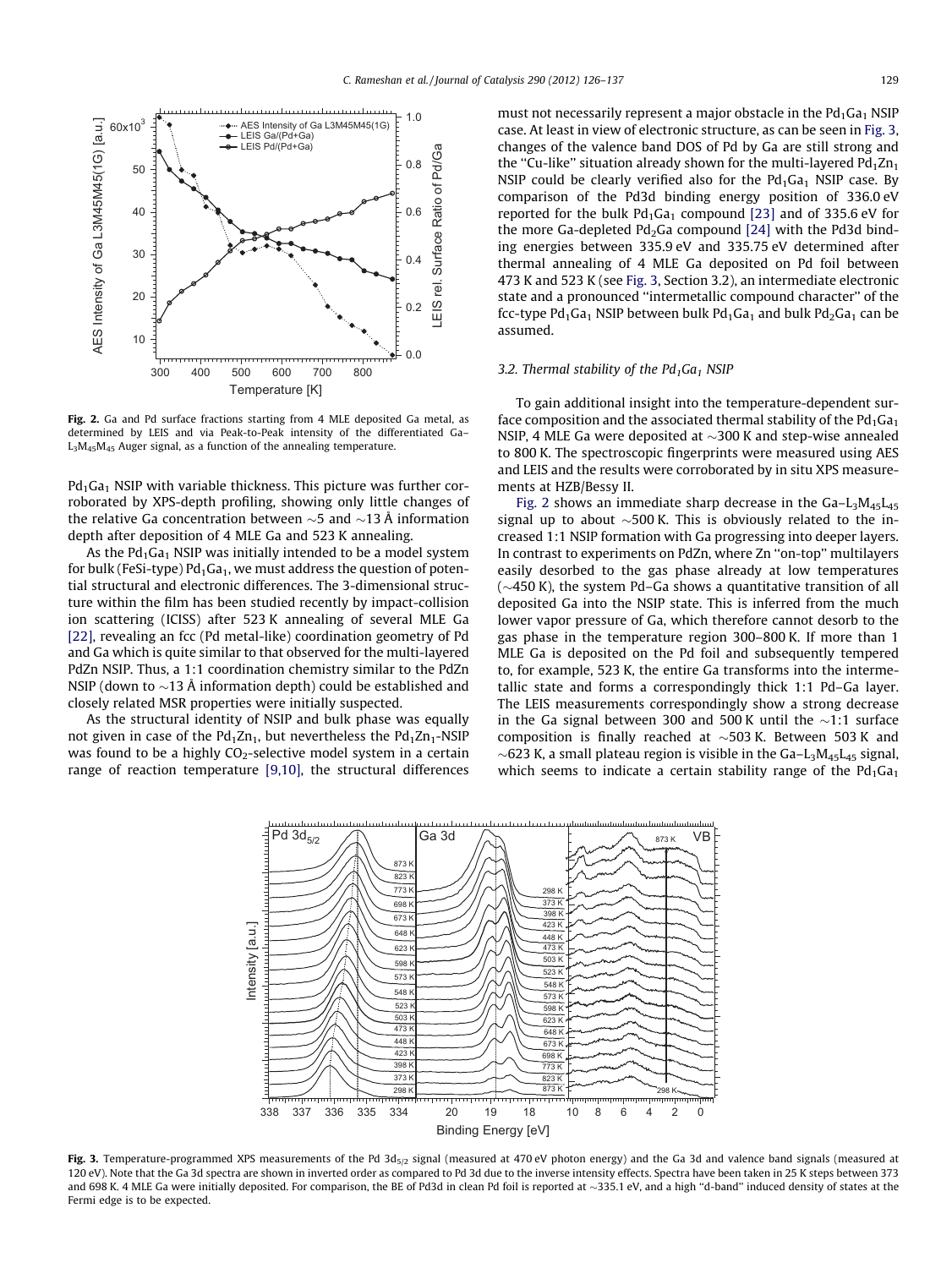**Fig. 2.** Ga and Pd surface fractions starting from 4 MLE deposited Ga metal, as determined by LEIS and via Peak-to-Peak intensity of the differentiated Ga–$L_3M_{45}M_{45}$ Auger signal, as a function of the annealing temperature.

$Pd_1Ga_1$ NSIP with variable thickness. This picture was further corroborated by XPS-depth profiling, showing only little changes of the relative Ga concentration between ~5 and ~13 Å information depth after deposition of 4 MLE Ga and 523 K annealing.

As the $Pd_1Ga_1$ NSIP was initially intended to be a model system for bulk (FeSi-type) $Pd_1Ga_1$, we must address the question of potential structural and electronic differences. The 3-dimensional structure within the film has been studied recently by impact-collision ion scattering (ICISS) after 523 K annealing of several MLE Ga [22], revealing an fcc (Pd metal-like) coordination geometry of Pd and Ga which is quite similar to that observed for the multi-layered PdZn NSIP. Thus, a 1:1 coordination chemistry similar to the PdZn NSIP (down to ~13 Å information depth) could be established and closely related MSR properties were initially suspected.

As the structural identity of NSIP and bulk phase was equally not given in case of the $Pd_1Zn_1$, but nevertheless the $Pd_1Zn_1$-NSIP was found to be a highly $CO_2$-selective model system in a certain range of reaction temperature [9,10], the structural differences must not necessarily represent a major obstacle in the $Pd_1Ga_1$ NSIP case. At least in view of electronic structure, as can be seen in Fig. 3, changes of the valence band DOS of Pd by Ga are still strong and the "Cu-like" situation already shown for the multi-layered $Pd_1Zn_1$ NSIP could be clearly verified also for the $Pd_1Ga_1$ NSIP case. By comparison of the Pd3d binding energy position of 336.0 eV reported for the bulk $Pd_1Ga_1$ compound [23] and of 335.6 eV for the more Ga-depleted $Pd_2Ga$ compound [24] with the Pd3d binding energies between 335.9 eV and 335.75 eV determined after thermal annealing of 4 MLE Ga deposited on Pd foil between 473 K and 523 K (see Fig. 3, Section 3.2), an intermediate electronic state and a pronounced "intermetallic compound character" of the fcc-type $Pd_1Ga_1$ NSIP between bulk $Pd_1Ga_1$ and bulk $Pd_2Ga_1$ can be assumed.

### 3.2. Thermal stability of the $Pd_1Ga_1$ NSIP

To gain additional insight into the temperature-dependent surface composition and the associated thermal stability of the $Pd_1Ga_1$ NSIP, 4 MLE Ga were deposited at ~300 K and step-wise annealed to 800 K. The spectroscopic fingerprints were measured using AES and LEIS and the results were corroborated by in situ XPS measurements at HZB/Bessy II.

Fig. 2 shows an immediate sharp decrease in the Ga–$L_3M_{45}L_{45}$ signal up to about ~500 K. This is obviously related to the increased 1:1 NSIP formation with Ga progressing into deeper layers. In contrast to experiments on PdZn, where Zn "on-top" multilayers easily desorbed to the gas phase already at low temperatures (~450 K), the system Pd–Ga shows a quantitative transition of all deposited Ga into the NSIP state. This is inferred from the much lower vapor pressure of Ga, which therefore cannot desorb to the gas phase in the temperature region 300–800 K. If more than 1 MLE Ga is deposited on the Pd foil and subsequently tempered to, for example, 523 K, the entire Ga transforms into the intermetallic state and forms a correspondingly thick 1:1 Pd–Ga layer. The LEIS measurements correspondingly show a strong decrease in the Ga signal between 300 and 500 K until the ~1:1 surface composition is finally reached at ~503 K. Between 503 K and ~623 K, a small plateau region is visible in the Ga–$L_3M_{45}L_{45}$ signal, which seems to indicate a certain stability range of the $Pd_1Ga_1$

**Fig. 3.** Temperature-programmed XPS measurements of the Pd $3d_{5/2}$ signal (measured at 470 eV photon energy) and the Ga 3d and valence band signals (measured at 120 eV). Note that the Ga 3d spectra are shown in inverted order as compared to Pd 3d due to the inverse intensity effects. Spectra have been taken in 25 K steps between 373 and 698 K. 4 MLE Ga were initially deposited. For comparison, the BE of Pd3d in clean Pd foil is reported at ~335.1 eV, and a high "d-band" induced density of states at the Fermi edge is to be expected.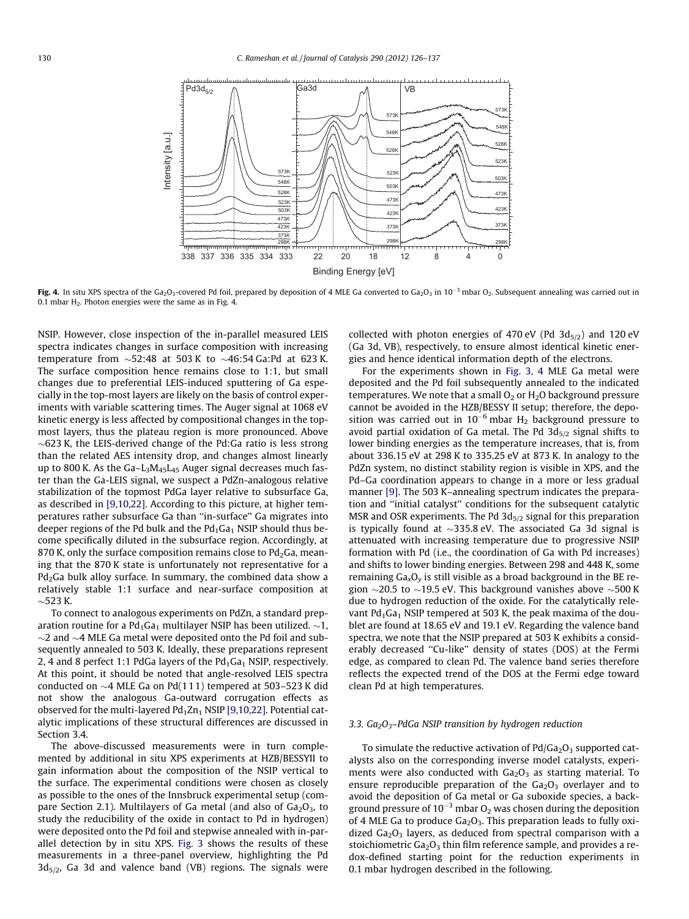Fig. 4. In situ XPS spectra of the $Ga_2O_3$-covered Pd foil, prepared by deposition of 4 MLE Ga converted to $Ga_2O_3$ in $10^{-3}$ mbar $O_2$. Subsequent annealing was carried out in 0.1 mbar $H_2$. Photon energies were the same as in Fig. 4.

NSIP. However, close inspection of the in-parallel measured LEIS spectra indicates changes in surface composition with increasing temperature from ∼52:48 at 503 K to ∼46:54 Ga:Pd at 623 K. The surface composition hence remains close to 1:1, but small changes due to preferential LEIS-induced sputtering of Ga especially in the top-most layers are likely on the basis of control experiments with variable scattering times. The Auger signal at 1068 eV kinetic energy is less affected by compositional changes in the topmost layers, thus the plateau region is more pronounced. Above ∼623 K, the LEIS-derived change of the Pd:Ga ratio is less strong than the related AES intensity drop, and changes almost linearly up to 800 K. As the Ga–$L_3M_{45}L_{45}$ Auger signal decreases much faster than the Ga-LEIS signal, we suspect a PdZn-analogous relative stabilization of the topmost PdGa layer relative to subsurface Ga, as described in [9,10,22]. According to this picture, at higher temperatures rather subsurface Ga than "in-surface" Ga migrates into deeper regions of the Pd bulk and the $Pd_1Ga_1$ NSIP should thus become specifically diluted in the subsurface region. Accordingly, at 870 K, only the surface composition remains close to $Pd_2Ga$, meaning that the 870 K state is unfortunately not representative for a $Pd_2Ga$ bulk alloy surface. In summary, the combined data show a relatively stable 1:1 surface and near-surface composition at ∼523 K.

To connect to analogous experiments on PdZn, a standard preparation routine for a $Pd_1Ga_1$ multilayer NSIP has been utilized. ∼1, ∼2 and ∼4 MLE Ga metal were deposited onto the Pd foil and subsequently annealed to 503 K. Ideally, these preparations represent 2, 4 and 8 perfect 1:1 PdGa layers of the $Pd_1Ga_1$ NSIP, respectively. At this point, it should be noted that angle-resolved LEIS spectra conducted on ∼4 MLE Ga on Pd(111) tempered at 503–523 K did not show the analogous Ga-outward corrugation effects as observed for the multi-layered $Pd_1Zn_1$ NSIP [9,10,22]. Potential catalytic implications of these structural differences are discussed in Section 3.4.

The above-discussed measurements were in turn complemented by additional in situ XPS experiments at HZB/BESSYII to gain information about the composition of the NSIP vertical to the surface. The experimental conditions were chosen as closely as possible to the ones of the Innsbruck experimental setup (compare Section 2.1). Multilayers of Ga metal (and also of $Ga_2O_3$, to study the reducibility of the oxide in contact to Pd in hydrogen) were deposited onto the Pd foil and stepwise annealed with in-parallel detection by in situ XPS. Fig. 3 shows the results of these measurements in a three-panel overview, highlighting the Pd $3d_{5/2}$, Ga 3d and valence band (VB) regions. The signals were collected with photon energies of 470 eV (Pd $3d_{5/2}$) and 120 eV (Ga 3d, VB), respectively, to ensure almost identical kinetic energies and hence identical information depth of the electrons.

For the experiments shown in Fig. 3, 4 MLE Ga metal were deposited and the Pd foil subsequently annealed to the indicated temperatures. We note that a small $O_2$ or $H_2O$ background pressure cannot be avoided in the HZB/BESSY II setup; therefore, the deposition was carried out in $10^{-6}$ mbar $H_2$ background pressure to avoid partial oxidation of Ga metal. The Pd $3d_{5/2}$ signal shifts to lower binding energies as the temperature increases, that is, from about 336.15 eV at 298 K to 335.25 eV at 873 K. In analogy to the PdZn system, no distinct stability region is visible in XPS, and the Pd–Ga coordination appears to change in a more or less gradual manner [9]. The 503 K–annealing spectrum indicates the preparation and "initial catalyst" conditions for the subsequent catalytic MSR and OSR experiments. The Pd $3d_{5/2}$ signal for this preparation is typically found at ∼335.8 eV. The associated Ga 3d signal is attenuated with increasing temperature due to progressive NSIP formation with Pd (i.e., the coordination of Ga with Pd increases) and shifts to lower binding energies. Between 298 and 448 K, some remaining $Ga_xO_y$ is still visible as a broad background in the BE region ∼20.5 to ∼19.5 eV. This background vanishes above ∼500 K due to hydrogen reduction of the oxide. For the catalytically relevant $Pd_1Ga_1$ NSIP tempered at 503 K, the peak maxima of the doublet are found at 18.65 eV and 19.1 eV. Regarding the valence band spectra, we note that the NSIP prepared at 503 K exhibits a considerably decreased "Cu-like" density of states (DOS) at the Fermi edge, as compared to clean Pd. The valence band series therefore reflects the expected trend of the DOS at the Fermi edge toward clean Pd at high temperatures.

### 3.3. $Ga_2O_3$–PdGa NSIP transition by hydrogen reduction

To simulate the reductive activation of $Pd/Ga_2O_3$ supported catalysts also on the corresponding inverse model catalysts, experiments were also conducted with $Ga_2O_3$ as starting material. To ensure reproducible preparation of the $Ga_2O_3$ overlayer and to avoid the deposition of Ga metal or Ga suboxide species, a background pressure of $10^{-3}$ mbar $O_2$ was chosen during the deposition of 4 MLE Ga to produce $Ga_2O_3$. This preparation leads to fully oxidized $Ga_2O_3$ layers, as deduced from spectral comparison with a stoichiometric $Ga_2O_3$ thin film reference sample, and provides a redox-defined starting point for the reduction experiments in 0.1 mbar hydrogen described in the following.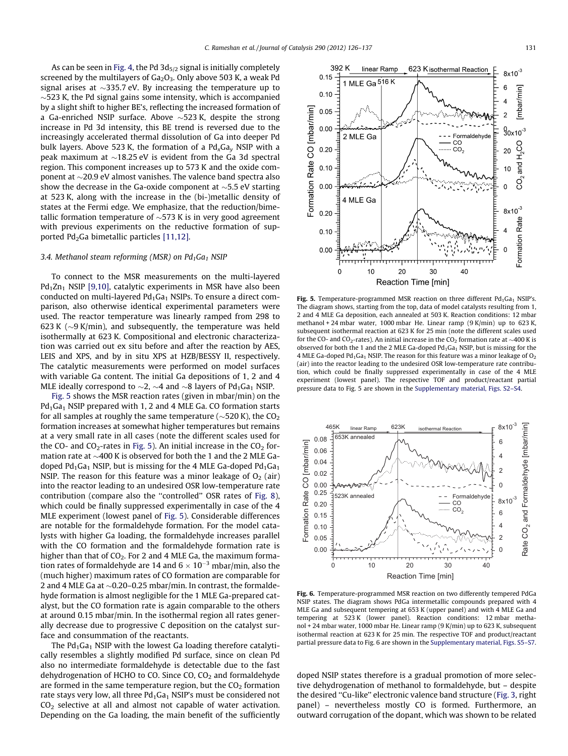As can be seen in Fig. 4, the Pd $3d_{5/2}$ signal is initially completely screened by the multilayers of $Ga_2O_3$. Only above 503 K, a weak Pd signal arises at ~335.7 eV. By increasing the temperature up to ~523 K, the Pd signal gains some intensity, which is accompanied by a slight shift to higher BE's, reflecting the increased formation of a Ga-enriched NSIP surface. Above ~523 K, despite the strong increase in Pd 3d intensity, this BE trend is reversed due to the increasingly accelerated thermal dissolution of Ga into deeper Pd bulk layers. Above 523 K, the formation of a $Pd_xGa_y$ NSIP with a peak maximum at ~18.25 eV is evident from the Ga 3d spectral region. This component increases up to 573 K and the oxide component at ~20.9 eV almost vanishes. The valence band spectra also show the decrease in the Ga-oxide component at ~5.5 eV starting at 523 K, along with the increase in the (bi-)metallic density of states at the Fermi edge. We emphasize, that the reduction/bimetallic formation temperature of ~573 K is in very good agreement with previous experiments on the reductive formation of supported $Pd_2Ga$ bimetallic particles [11,12].

### 3.4. Methanol steam reforming (MSR) on $Pd_1Ga_1$ NSIP

To connect to the MSR measurements on the multi-layered $Pd_1Zn_1$ NSIP [9,10], catalytic experiments in MSR have also been conducted on multi-layered $Pd_1Ga_1$ NSIPs. To ensure a direct comparison, also otherwise identical experimental parameters were used. The reactor temperature was linearly ramped from 298 to 623 K (~9 K/min), and subsequently, the temperature was held isothermally at 623 K. Compositional and electronic characterization was carried out ex situ before and after the reaction by AES, LEIS and XPS, and by in situ XPS at HZB/BESSY II, respectively. The catalytic measurements were performed on model surfaces with variable Ga content. The initial Ga depositions of 1, 2 and 4 MLE ideally correspond to ~2, ~4 and ~8 layers of $Pd_1Ga_1$ NSIP.

Fig. 5 shows the MSR reaction rates (given in mbar/min) on the $Pd_1Ga_1$ NSIP prepared with 1, 2 and 4 MLE Ga. CO formation starts for all samples at roughly the same temperature (~520 K), the $CO_2$ formation increases at somewhat higher temperatures but remains at a very small rate in all cases (note the different scales used for the CO- and $CO_2$-rates in Fig. 5). An initial increase in the $CO_2$ formation rate at ~400 K is observed for both the 1 and the 2 MLE Ga-doped $Pd_1Ga_1$ NSIP, but is missing for the 4 MLE Ga-doped $Pd_1Ga_1$ NSIP. The reason for this feature was a minor leakage of $O_2$ (air) into the reactor leading to an undesired OSR low-temperature rate contribution (compare also the "controlled" OSR rates of Fig. 8), which could be finally suppressed experimentally in case of the 4 MLE experiment (lowest panel of Fig. 5). Considerable differences are notable for the formaldehyde formation. For the model catalysts with higher Ga loading, the formaldehyde increases parallel with the CO formation and the formaldehyde formation rate is higher than that of $CO_2$. For 2 and 4 MLE Ga, the maximum formation rates of formaldehyde are 14 and $6 \times 10^{-3}$ mbar/min, also the (much higher) maximum rates of CO formation are comparable for 2 and 4 MLE Ga at ~0.20–0.25 mbar/min. In contrast, the formaldehyde formation is almost negligible for the 1 MLE Ga-prepared catalyst, but the CO formation rate is again comparable to the others at around 0.15 mbar/min. In the isothermal region all rates generally decrease due to progressive C deposition on the catalyst surface and consummation of the reactants.

The $Pd_1Ga_1$ NSIP with the lowest Ga loading therefore catalytically resembles a slightly modified Pd surface, since on clean Pd also no intermediate formaldehyde is detectable due to the fast dehydrogenation of HCHO to CO. Since CO, $CO_2$ and formaldehyde are formed in the same temperature region, but the $CO_2$ formation rate stays very low, all three $Pd_1Ga_1$ NSIP's must be considered not $CO_2$ selective at all and almost not capable of water activation. Depending on the Ga loading, the main benefit of the sufficiently doped NSIP states therefore is a gradual promotion of more selective dehydrogenation of methanol to formaldehyde, but – despite the desired "Cu-like" electronic valence band structure (Fig. 3, right panel) – nevertheless mostly CO is formed. Furthermore, an outward corrugation of the dopant, which was shown to be related

**Fig. 5.** Temperature-programmed MSR reaction on three different $Pd_1Ga_1$ NSIP's. The diagram shows, starting from the top, data of model catalysts resulting from 1, 2 and 4 MLE Ga deposition, each annealed at 503 K. Reaction conditions: 12 mbar methanol + 24 mbar water, 1000 mbar He. Linear ramp (9 K/min) up to 623 K, subsequent isothermal reaction at 623 K for 25 min (note the different scales used for the CO- and $CO_2$-rates). An initial increase in the $CO_2$ formation rate at ~400 K is observed for both the 1 and the 2 MLE Ga-doped $Pd_1Ga_1$ NSIP, but is missing for the 4 MLE Ga-doped $Pd_1Ga_1$ NSIP. The reason for this feature was a minor leakage of $O_2$ (air) into the reactor leading to the undesired OSR low-temperature rate contribution, which could be finally suppressed experimentally in case of the 4 MLE experiment (lowest panel). The respective TOF and product/reactant partial pressure data to Fig. 5 are shown in the Supplementary material, Figs. S2–S4.

**Fig. 6.** Temperature-programmed MSR reaction on two differently tempered PdGa NSIP states. The diagram shows PdGa intermetallic compounds prepared with 4 MLE Ga and subsequent tempering at 653 K (upper panel) and with 4 MLE Ga and tempering at 523 K (lower panel). Reaction conditions: 12 mbar methanol + 24 mbar water, 1000 mbar He. Linear ramp (9 K/min) up to 623 K, subsequent isothermal reaction at 623 K for 25 min. The respective TOF and product/reactant partial pressure data to Fig. 6 are shown in the Supplementary material, Figs. S5–S7.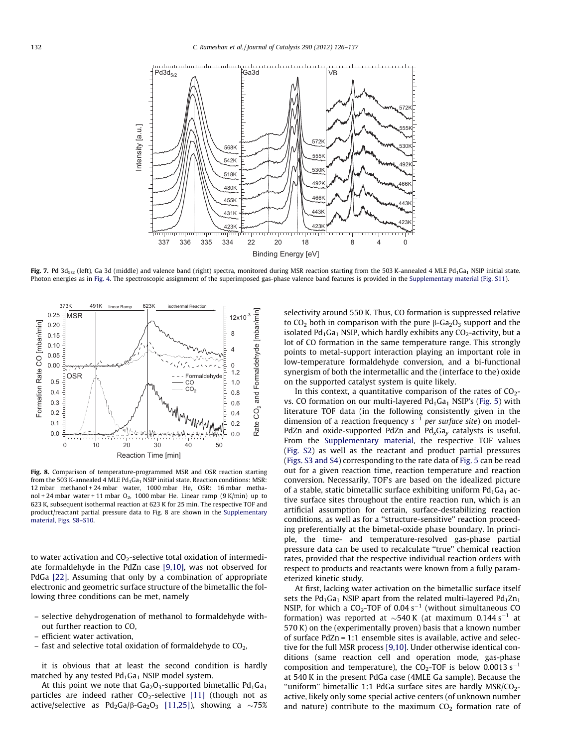**Fig. 7.** Pd $3d_{5/2}$ (left), Ga 3d (middle) and valence band (right) spectra, monitored during MSR reaction starting from the 503 K-annealed 4 MLE $Pd_1Ga_1$ NSIP initial state. Photon energies as in Fig. 4. The spectroscopic assignment of the superimposed gas-phase valence band features is provided in the Supplementary material (Fig. S11).

**Fig. 8.** Comparison of temperature-programmed MSR and OSR reaction starting from the 503 K-annealed 4 MLE $Pd_1Ga_1$ NSIP initial state. Reaction conditions: MSR: 12 mbar methanol + 24 mbar water, 1000 mbar He, OSR: 16 mbar methanol + 24 mbar water + 11 mbar $O_2$, 1000 mbar He. Linear ramp (9 K/min) up to 623 K, subsequent isothermal reaction at 623 K for 25 min. The respective TOF and product/reactant partial pressure data to Fig. 8 are shown in the Supplementary material, Figs. S8–S10.

to water activation and $CO_2$-selective total oxidation of intermediate formaldehyde in the PdZn case [9,10], was not observed for PdGa [22]. Assuming that only by a combination of appropriate electronic and geometric surface structure of the bimetallic the following three conditions can be met, namely

- selective dehydrogenation of methanol to formaldehyde without further reaction to CO,
- efficient water activation,
- fast and selective total oxidation of formaldehyde to $CO_2$,

it is obvious that at least the second condition is hardly matched by any tested $Pd_1Ga_1$ NSIP model system.

At this point we note that $Ga_2O_3$-supported bimetallic $Pd_1Ga_1$ particles are indeed rather $CO_2$-selective [11] (though not as active/selective as $Pd_2Ga/\beta$-$Ga_2O_3$ [11,25]), showing a ~75% selectivity around 550 K. Thus, CO formation is suppressed relative to $CO_2$ both in comparison with the pure $\beta$-$Ga_2O_3$ support and the isolated $Pd_1Ga_1$ NSIP, which hardly exhibits any $CO_2$-activity, but a lot of CO formation in the same temperature range. This strongly points to metal-support interaction playing an important role in low-temperature formaldehyde conversion, and a bi-functional synergism of both the intermetallic and the (interface to the) oxide on the supported catalyst system is quite likely.

In this context, a quantitative comparison of the rates of $CO_2$- vs. CO formation on our multi-layered $Pd_1Ga_1$ NSIP's (Fig. 5) with literature TOF data (in the following consistently given in the dimension of a reaction frequency $s^{-1}$ *per surface site*) on model-PdZn and oxide-supported PdZn and $Pd_xGa_y$ catalysts is useful. From the Supplementary material, the respective TOF values (Fig. S2) as well as the reactant and product partial pressures (Figs. S3 and S4) corresponding to the rate data of Fig. 5 can be read out for a given reaction time, reaction temperature and reaction conversion. Necessarily, TOF's are based on the idealized picture of a stable, static bimetallic surface exhibiting uniform $Pd_1Ga_1$ active surface sites throughout the entire reaction run, which is an artificial assumption for certain, surface-destabilizing reaction conditions, as well as for a "structure-sensitive" reaction proceeding preferentially at the bimetal-oxide phase boundary. In principle, the time- and temperature-resolved gas-phase partial pressure data can be used to recalculate "true" chemical reaction rates, provided that the respective individual reaction orders with respect to products and reactants were known from a fully parameterized kinetic study.

At first, lacking water activation on the bimetallic surface itself sets the $Pd_1Ga_1$ NSIP apart from the related multi-layered $Pd_1Zn_1$ NSIP, for which a $CO_2$-TOF of 0.04 $s^{-1}$ (without simultaneous CO formation) was reported at ~540 K (at maximum 0.144 $s^{-1}$ at 570 K) on the (experimentally proven) basis that a known number of surface PdZn = 1:1 ensemble sites is available, active and selective for the full MSR process [9,10]. Under otherwise identical conditions (same reaction cell and operation mode, gas-phase composition and temperature), the $CO_2$-TOF is below 0.0013 $s^{-1}$ at 540 K in the present PdGa case (4MLE Ga sample). Because the "uniform" bimetallic 1:1 PdGa surface sites are hardly MSR/$CO_2$-active, likely only some special active centers (of unknown number and nature) contribute to the maximum $CO_2$ formation rate of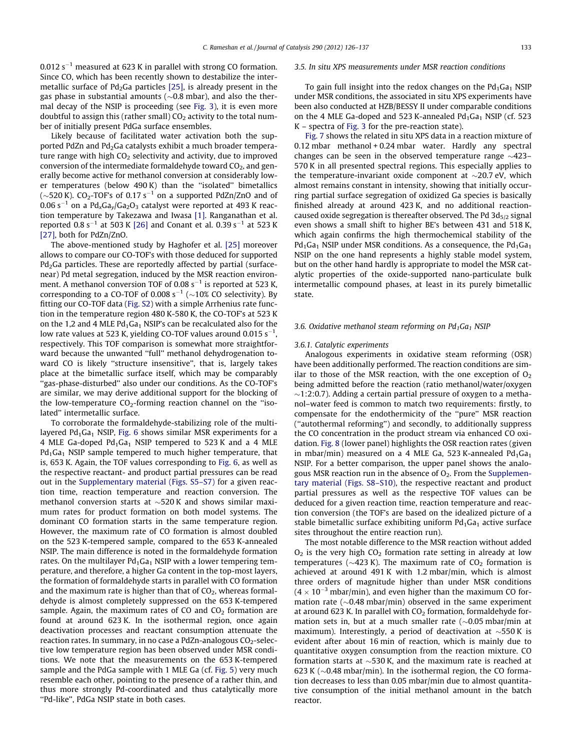$0.012\ s^{-1}$ measured at 623 K in parallel with strong CO formation. Since CO, which has been recently shown to destabilize the intermetallic surface of $Pd_2Ga$ particles [25], is already present in the gas phase in substantial amounts (~0.8 mbar), and also the thermal decay of the NSIP is proceeding (see Fig. 3), it is even more doubtful to assign this (rather small) $CO_2$ activity to the total number of initially present PdGa surface ensembles.

Likely because of facilitated water activation both the supported PdZn and $Pd_2Ga$ catalysts exhibit a much broader temperature range with high $CO_2$ selectivity and activity, due to improved conversion of the intermediate formaldehyde toward $CO_2$, and generally become active for methanol conversion at considerably lower temperatures (below 490 K) than the "isolated" bimetallics (~520 K). $CO_2$-TOF's of $0.17\ s^{-1}$ on a supported PdZn/ZnO and of $0.06\ s^{-1}$ on a $Pd_xGa_y/Ga_2O_3$ catalyst were reported at 493 K reaction temperature by Takezawa and Iwasa [1]. Ranganathan et al. reported $0.8\ s^{-1}$ at 503 K [26] and Conant et al. $0.39\ s^{-1}$ at 523 K [27], both for PdZn/ZnO.

The above-mentioned study by Haghofer et al. [25] moreover allows to compare our CO-TOF's with those deduced for supported $Pd_2Ga$ particles. These are reportedly affected by partial (surface-near) Pd metal segregation, induced by the MSR reaction environment. A methanol conversion TOF of $0.08\ s^{-1}$ is reported at 523 K, corresponding to a CO-TOF of $0.008\ s^{-1}$ (~10% CO selectivity). By fitting our CO-TOF data (Fig. S2) with a simple Arrhenius rate function in the temperature region 480 K-580 K, the CO-TOF's at 523 K on the 1,2 and 4 MLE $Pd_1Ga_1$ NSIP's can be recalculated also for the low rate values at 523 K, yielding CO-TOF values around $0.015\ s^{-1}$, respectively. This TOF comparison is somewhat more straightforward because the unwanted "full" methanol dehydrogenation toward CO is likely "structure insensitive", that is, largely takes place at the bimetallic surface itself, which may be comparably "gas-phase-disturbed" also under our conditions. As the CO-TOF's are similar, we may derive additional support for the blocking of the low-temperature $CO_2$-forming reaction channel on the "isolated" intermetallic surface.

To corroborate the formaldehyde-stabilizing role of the multilayered $Pd_1Ga_1$ NSIP, Fig. 6 shows similar MSR experiments for a 4 MLE Ga-doped $Pd_1Ga_1$ NSIP tempered to 523 K and a 4 MLE $Pd_1Ga_1$ NSIP sample tempered to much higher temperature, that is, 653 K. Again, the TOF values corresponding to Fig. 6, as well as the respective reactant- and product partial pressures can be read out in the Supplementary material (Figs. S5–S7) for a given reaction time, reaction temperature and reaction conversion. The methanol conversion starts at ~520 K and shows similar maximum rates for product formation on both model systems. The dominant CO formation starts in the same temperature region. However, the maximum rate of CO formation is almost doubled on the 523 K-tempered sample, compared to the 653 K-annealed NSIP. The main difference is noted in the formaldehyde formation rates. On the multilayer $Pd_1Ga_1$ NSIP with a lower tempering temperature, and therefore, a higher Ga content in the top-most layers, the formation of formaldehyde starts in parallel with CO formation and the maximum rate is higher than that of $CO_2$, whereas formaldehyde is almost completely suppressed on the 653 K-tempered sample. Again, the maximum rates of CO and $CO_2$ formation are found at around 623 K. In the isothermal region, once again deactivation processes and reactant consumption attenuate the reaction rates. In summary, in no case a PdZn-analogous $CO_2$-selective low temperature region has been observed under MSR conditions. We note that the measurements on the 653 K-tempered sample and the PdGa sample with 1 MLE Ga (cf. Fig. 5) very much resemble each other, pointing to the presence of a rather thin, and thus more strongly Pd-coordinated and thus catalytically more "Pd-like", PdGa NSIP state in both cases.

### 3.5. In situ XPS measurements under MSR reaction conditions

To gain full insight into the redox changes on the $Pd_1Ga_1$ NSIP under MSR conditions, the associated in situ XPS experiments have been also conducted at HZB/BESSY II under comparable conditions on the 4 MLE Ga-doped and 523 K-annealed $Pd_1Ga_1$ NSIP (cf. 523 K – spectra of Fig. 3 for the pre-reaction state).

Fig. 7 shows the related in situ XPS data in a reaction mixture of 0.12 mbar methanol + 0.24 mbar water. Hardly any spectral changes can be seen in the observed temperature range ~423–570 K in all presented spectral regions. This especially applies to the temperature-invariant oxide component at ~20.7 eV, which almost remains constant in intensity, showing that initially occurring partial surface segregation of oxidized Ga species is basically finished already at around 423 K, and no additional reaction-caused oxide segregation is thereafter observed. The Pd $3d_{5/2}$ signal even shows a small shift to higher BE's between 431 and 518 K, which again confirms the high thermochemical stability of the $Pd_1Ga_1$ NSIP under MSR conditions. As a consequence, the $Pd_1Ga_1$ NSIP on the one hand represents a highly stable model system, but on the other hand hardly is appropriate to model the MSR catalytic properties of the oxide-supported nano-particulate bulk intermetallic compound phases, at least in its purely bimetallic state.

### 3.6. Oxidative methanol steam reforming on $Pd_1Ga_1$ NSIP

#### 3.6.1. Catalytic experiments

Analogous experiments in oxidative steam reforming (OSR) have been additionally performed. The reaction conditions are similar to those of the MSR reaction, with the one exception of $O_2$ being admitted before the reaction (ratio methanol/water/oxygen ~1:2:0.7). Adding a certain partial pressure of oxygen to a methanol–water feed is common to match two requirements: firstly, to compensate for the endothermicity of the "pure" MSR reaction ("autothermal reforming") and secondly, to additionally suppress the CO concentration in the product stream via enhanced CO oxidation. Fig. 8 (lower panel) highlights the OSR reaction rates (given in mbar/min) measured on a 4 MLE Ga, 523 K-annealed $Pd_1Ga_1$ NSIP. For a better comparison, the upper panel shows the analogous MSR reaction run in the absence of $O_2$. From the Supplementary material (Figs. S8–S10), the respective reactant and product partial pressures as well as the respective TOF values can be deduced for a given reaction time, reaction temperature and reaction conversion (the TOF's are based on the idealized picture of a stable bimetallic surface exhibiting uniform $Pd_1Ga_1$ active surface sites throughout the entire reaction run).

The most notable difference to the MSR reaction without added $O_2$ is the very high $CO_2$ formation rate setting in already at low temperatures (~423 K). The maximum rate of $CO_2$ formation is achieved at around 491 K with 1.2 mbar/min, which is almost three orders of magnitude higher than under MSR conditions ($4 \times 10^{-3}$ mbar/min), and even higher than the maximum CO formation rate (~0.48 mbar/min) observed in the same experiment at around 623 K. In parallel with $CO_2$ formation, formaldehyde formation sets in, but at a much smaller rate (~0.05 mbar/min at maximum). Interestingly, a period of deactivation at ~550 K is evident after about 16 min of reaction, which is mainly due to quantitative oxygen consumption from the reaction mixture. CO formation starts at ~530 K, and the maximum rate is reached at 623 K (~0.48 mbar/min). In the isothermal region, the CO formation decreases to less than 0.05 mbar/min due to almost quantitative consumption of the initial methanol amount in the batch reactor.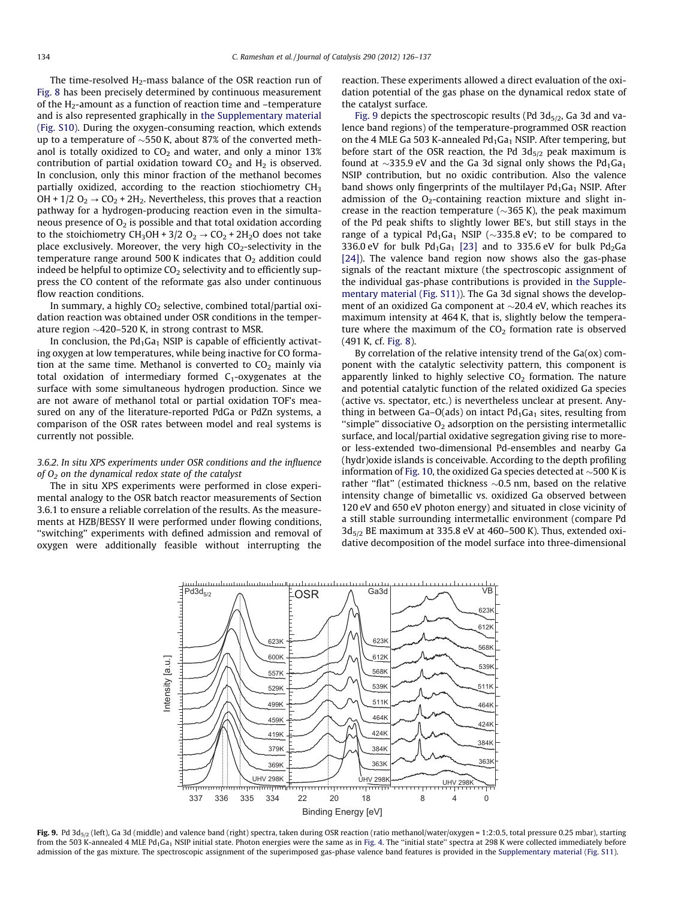The time-resolved $H_2$-mass balance of the OSR reaction run of Fig. 8 has been precisely determined by continuous measurement of the $H_2$-amount as a function of reaction time and –temperature and is also represented graphically in the Supplementary material (Fig. S10). During the oxygen-consuming reaction, which extends up to a temperature of ~550 K, about 87% of the converted methanol is totally oxidized to $CO_2$ and water, and only a minor 13% contribution of partial oxidation toward $CO_2$ and $H_2$ is observed. In conclusion, only this minor fraction of the methanol becomes partially oxidized, according to the reaction stiochiometry $CH_3OH + 1/2\ O_2 \rightarrow CO_2 + 2H_2$. Nevertheless, this proves that a reaction pathway for a hydrogen-producing reaction even in the simultaneous presence of $O_2$ is possible and that total oxidation according to the stoichiometry $CH_3OH + 3/2\ O_2 \rightarrow CO_2 + 2H_2O$ does not take place exclusively. Moreover, the very high $CO_2$-selectivity in the temperature range around 500 K indicates that $O_2$ addition could indeed be helpful to optimize $CO_2$ selectivity and to efficiently suppress the CO content of the reformate gas also under continuous flow reaction conditions.

In summary, a highly $CO_2$ selective, combined total/partial oxidation reaction was obtained under OSR conditions in the temperature region ~420–520 K, in strong contrast to MSR.

In conclusion, the $Pd_1Ga_1$ NSIP is capable of efficiently activating oxygen at low temperatures, while being inactive for CO formation at the same time. Methanol is converted to $CO_2$ mainly via total oxidation of intermediary formed $C_1$-oxygenates at the surface with some simultaneous hydrogen production. Since we are not aware of methanol total or partial oxidation TOF's measured on any of the literature-reported PdGa or PdZn systems, a comparison of the OSR rates between model and real systems is currently not possible.

### 3.6.2. In situ XPS experiments under OSR conditions and the influence of $O_2$ on the dynamical redox state of the catalyst

The in situ XPS experiments were performed in close experimental analogy to the OSR batch reactor measurements of Section 3.6.1 to ensure a reliable correlation of the results. As the measurements at HZB/BESSY II were performed under flowing conditions, "switching" experiments with defined admission and removal of oxygen were additionally feasible without interrupting the reaction. These experiments allowed a direct evaluation of the oxidation potential of the gas phase on the dynamical redox state of the catalyst surface.

Fig. 9 depicts the spectroscopic results (Pd $3d_{5/2}$, Ga 3d and valence band regions) of the temperature-programmed OSR reaction on the 4 MLE Ga 503 K-annealed $Pd_1Ga_1$ NSIP. After tempering, but before start of the OSR reaction, the Pd $3d_{5/2}$ peak maximum is found at ~335.9 eV and the Ga 3d signal only shows the $Pd_1Ga_1$ NSIP contribution, but no oxidic contribution. Also the valence band shows only fingerprints of the multilayer $Pd_1Ga_1$ NSIP. After admission of the $O_2$-containing reaction mixture and slight increase in the reaction temperature (~365 K), the peak maximum of the Pd peak shifts to slightly lower BE's, but still stays in the range of a typical $Pd_1Ga_1$ NSIP (~335.8 eV; to be compared to 336.0 eV for bulk $Pd_1Ga_1$ [23] and to 335.6 eV for bulk $Pd_2Ga$ [24]). The valence band region now shows also the gas-phase signals of the reactant mixture (the spectroscopic assignment of the individual gas-phase contributions is provided in the Supplementary material (Fig. S11)). The Ga 3d signal shows the development of an oxidized Ga component at ~20.4 eV, which reaches its maximum intensity at 464 K, that is, slightly below the temperature where the maximum of the $CO_2$ formation rate is observed (491 K, cf. Fig. 8).

By correlation of the relative intensity trend of the Ga(ox) component with the catalytic selectivity pattern, this component is apparently linked to highly selective $CO_2$ formation. The nature and potential catalytic function of the related oxidized Ga species (active vs. spectator, etc.) is nevertheless unclear at present. Anything in between Ga–O(ads) on intact $Pd_1Ga_1$ sites, resulting from "simple" dissociative $O_2$ adsorption on the persisting intermetallic surface, and local/partial oxidative segregation giving rise to more-or less-extended two-dimensional Pd-ensembles and nearby Ga (hydr)oxide islands is conceivable. According to the depth profiling information of Fig. 10, the oxidized Ga species detected at ~500 K is rather "flat" (estimated thickness ~0.5 nm, based on the relative intensity change of bimetallic vs. oxidized Ga observed between 120 eV and 650 eV photon energy) and situated in close vicinity of a still stable surrounding intermetallic environment (compare Pd $3d_{5/2}$ BE maximum at 335.8 eV at 460–500 K). Thus, extended oxidative decomposition of the model surface into three-dimensional

**Fig. 9.** Pd $3d_{5/2}$ (left), Ga 3d (middle) and valence band (right) spectra, taken during OSR reaction (ratio methanol/water/oxygen = 1:2:0.5, total pressure 0.25 mbar), starting from the 503 K-annealed 4 MLE $Pd_1Ga_1$ NSIP initial state. Photon energies were the same as in Fig. 4. The "initial state" spectra at 298 K were collected immediately before admission of the gas mixture. The spectroscopic assignment of the superimposed gas-phase valence band features is provided in the Supplementary material (Fig. S11).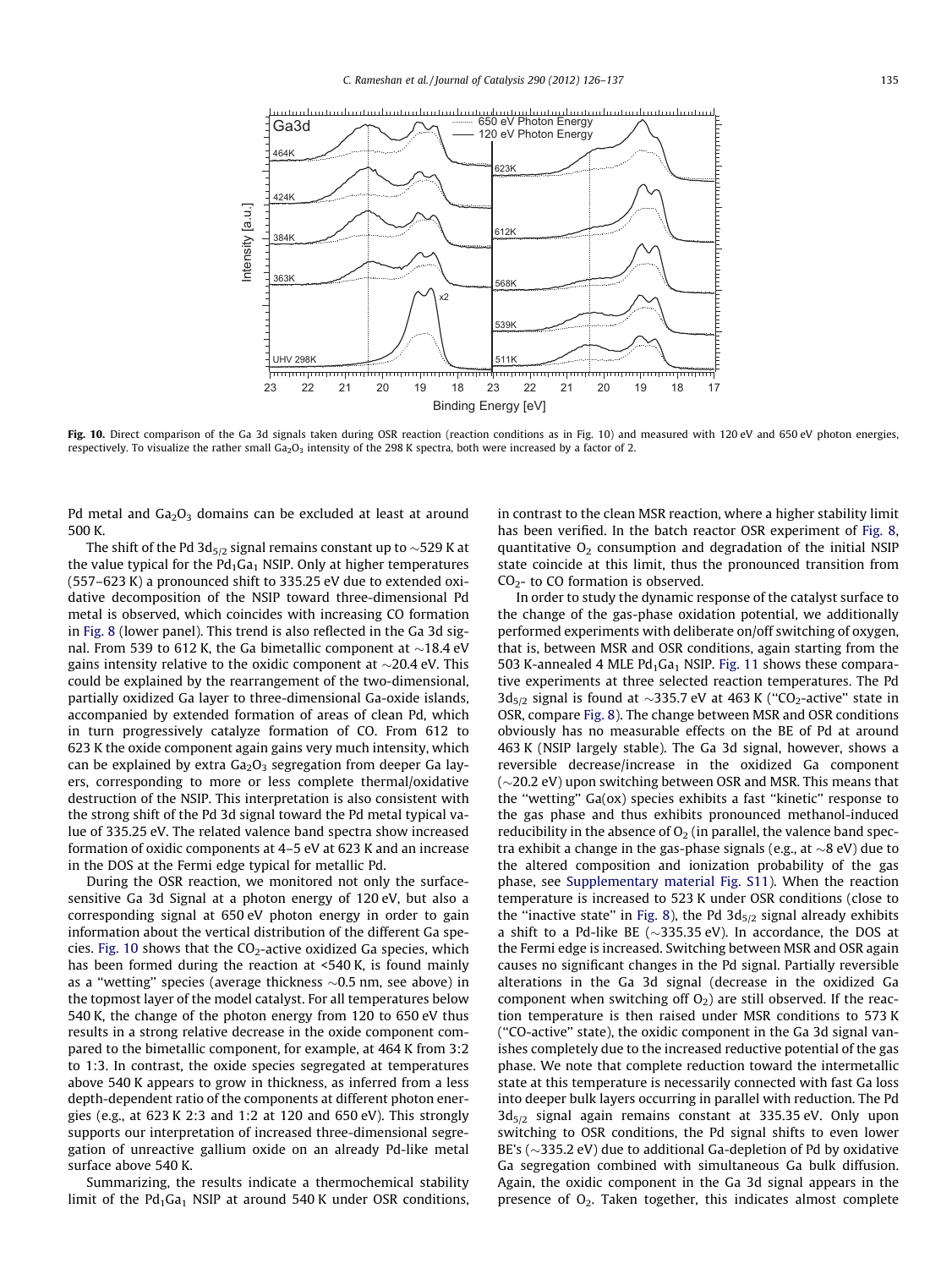Fig. 10. Direct comparison of the Ga 3d signals taken during OSR reaction (reaction conditions as in Fig. 10) and measured with 120 eV and 650 eV photon energies, respectively. To visualize the rather small $Ga_2O_3$ intensity of the 298 K spectra, both were increased by a factor of 2.

Pd metal and $Ga_2O_3$ domains can be excluded at least at around 500 K.

The shift of the Pd $3d_{5/2}$ signal remains constant up to ~529 K at the value typical for the $Pd_1Ga_1$ NSIP. Only at higher temperatures (557–623 K) a pronounced shift to 335.25 eV due to extended oxidative decomposition of the NSIP toward three-dimensional Pd metal is observed, which coincides with increasing CO formation in Fig. 8 (lower panel). This trend is also reflected in the Ga 3d signal. From 539 to 612 K, the Ga bimetallic component at ~18.4 eV gains intensity relative to the oxidic component at ~20.4 eV. This could be explained by the rearrangement of the two-dimensional, partially oxidized Ga layer to three-dimensional Ga-oxide islands, accompanied by extended formation of areas of clean Pd, which in turn progressively catalyze formation of CO. From 612 to 623 K the oxide component again gains very much intensity, which can be explained by extra $Ga_2O_3$ segregation from deeper Ga layers, corresponding to more or less complete thermal/oxidative destruction of the NSIP. This interpretation is also consistent with the strong shift of the Pd 3d signal toward the Pd metal typical value of 335.25 eV. The related valence band spectra show increased formation of oxidic components at 4–5 eV at 623 K and an increase in the DOS at the Fermi edge typical for metallic Pd.

During the OSR reaction, we monitored not only the surface-sensitive Ga 3d Signal at a photon energy of 120 eV, but also a corresponding signal at 650 eV photon energy in order to gain information about the vertical distribution of the different Ga species. Fig. 10 shows that the $CO_2$-active oxidized Ga species, which has been formed during the reaction at <540 K, is found mainly as a "wetting" species (average thickness ~0.5 nm, see above) in the topmost layer of the model catalyst. For all temperatures below 540 K, the change of the photon energy from 120 to 650 eV thus results in a strong relative decrease in the oxide component compared to the bimetallic component, for example, at 464 K from 3:2 to 1:3. In contrast, the oxide species segregated at temperatures above 540 K appears to grow in thickness, as inferred from a less depth-dependent ratio of the components at different photon energies (e.g., at 623 K 2:3 and 1:2 at 120 and 650 eV). This strongly supports our interpretation of increased three-dimensional segregation of unreactive gallium oxide on an already Pd-like metal surface above 540 K.

Summarizing, the results indicate a thermochemical stability limit of the $Pd_1Ga_1$ NSIP at around 540 K under OSR conditions, in contrast to the clean MSR reaction, where a higher stability limit has been verified. In the batch reactor OSR experiment of Fig. 8, quantitative $O_2$ consumption and degradation of the initial NSIP state coincide at this limit, thus the pronounced transition from $CO_2$- to CO formation is observed.

In order to study the dynamic response of the catalyst surface to the change of the gas-phase oxidation potential, we additionally performed experiments with deliberate on/off switching of oxygen, that is, between MSR and OSR conditions, again starting from the 503 K-annealed 4 MLE $Pd_1Ga_1$ NSIP. Fig. 11 shows these comparative experiments at three selected reaction temperatures. The Pd $3d_{5/2}$ signal is found at ~335.7 eV at 463 K ("$CO_2$-active" state in OSR, compare Fig. 8). The change between MSR and OSR conditions obviously has no measurable effects on the BE of Pd at around 463 K (NSIP largely stable). The Ga 3d signal, however, shows a reversible decrease/increase in the oxidized Ga component (~20.2 eV) upon switching between OSR and MSR. This means that the "wetting" Ga(ox) species exhibits a fast "kinetic" response to the gas phase and thus exhibits pronounced methanol-induced reducibility in the absence of $O_2$ (in parallel, the valence band spectra exhibit a change in the gas-phase signals (e.g., at ~8 eV) due to the altered composition and ionization probability of the gas phase, see Supplementary material Fig. S11). When the reaction temperature is increased to 523 K under OSR conditions (close to the "inactive state" in Fig. 8), the Pd $3d_{5/2}$ signal already exhibits a shift to a Pd-like BE (~335.35 eV). In accordance, the DOS at the Fermi edge is increased. Switching between MSR and OSR again causes no significant changes in the Pd signal. Partially reversible alterations in the Ga 3d signal (decrease in the oxidized Ga component when switching off $O_2$) are still observed. If the reaction temperature is then raised under MSR conditions to 573 K ("CO-active" state), the oxidic component in the Ga 3d signal vanishes completely due to the increased reductive potential of the gas phase. We note that complete reduction toward the intermetallic state at this temperature is necessarily connected with fast Ga loss into deeper bulk layers occurring in parallel with reduction. The Pd $3d_{5/2}$ signal again remains constant at 335.35 eV. Only upon switching to OSR conditions, the Pd signal shifts to even lower BE's (~335.2 eV) due to additional Ga-depletion of Pd by oxidative Ga segregation combined with simultaneous Ga bulk diffusion. Again, the oxidic component in the Ga 3d signal appears in the presence of $O_2$. Taken together, this indicates almost complete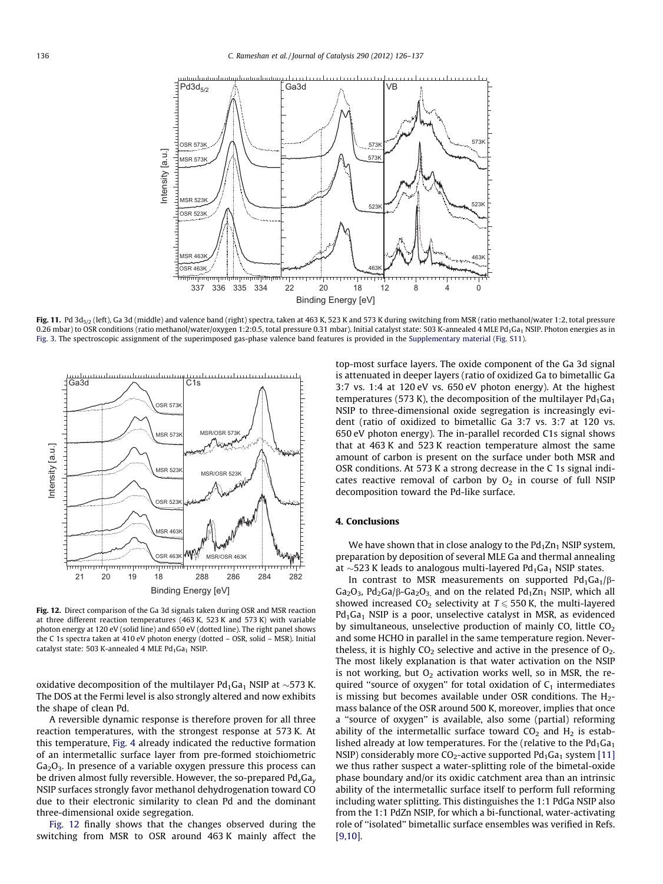**Fig. 11.** Pd $3d_{5/2}$ (left), Ga 3d (middle) and valence band (right) spectra, taken at 463 K, 523 K and 573 K during switching from MSR (ratio methanol/water 1:2, total pressure 0.26 mbar) to OSR conditions (ratio methanol/water/oxygen 1:2:0.5, total pressure 0.31 mbar). Initial catalyst state: 503 K-annealed 4 MLE $Pd_1Ga_1$ NSIP. Photon energies as in Fig. 3. The spectroscopic assignment of the superimposed gas-phase valence band features is provided in the Supplementary material (Fig. S11).

**Fig. 12.** Direct comparison of the Ga 3d signals taken during OSR and MSR reaction at three different reaction temperatures (463 K, 523 K and 573 K) with variable photon energy at 120 eV (solid line) and 650 eV (dotted line). The right panel shows the C 1s spectra taken at 410 eV photon energy (dotted – OSR, solid – MSR). Initial catalyst state: 503 K-annealed 4 MLE $Pd_1Ga_1$ NSIP.

oxidative decomposition of the multilayer $Pd_1Ga_1$ NSIP at ~573 K. The DOS at the Fermi level is also strongly altered and now exhibits the shape of clean Pd.

A reversible dynamic response is therefore proven for all three reaction temperatures, with the strongest response at 573 K. At this temperature, Fig. 4 already indicated the reductive formation of an intermetallic surface layer from pre-formed stoichiometric $Ga_2O_3$. In presence of a variable oxygen pressure this process can be driven almost fully reversible. However, the so-prepared $Pd_xGa_y$ NSIP surfaces strongly favor methanol dehydrogenation toward CO due to their electronic similarity to clean Pd and the dominant three-dimensional oxide segregation.

Fig. 12 finally shows that the changes observed during the switching from MSR to OSR around 463 K mainly affect the top-most surface layers. The oxide component of the Ga 3d signal is attenuated in deeper layers (ratio of oxidized Ga to bimetallic Ga 3:7 vs. 1:4 at 120 eV vs. 650 eV photon energy). At the highest temperatures (573 K), the decomposition of the multilayer $Pd_1Ga_1$ NSIP to three-dimensional oxide segregation is increasingly evident (ratio of oxidized to bimetallic Ga 3:7 vs. 3:7 at 120 vs. 650 eV photon energy). The in-parallel recorded C1s signal shows that at 463 K and 523 K reaction temperature almost the same amount of carbon is present on the surface under both MSR and OSR conditions. At 573 K a strong decrease in the C 1s signal indicates reactive removal of carbon by $O_2$ in course of full NSIP decomposition toward the Pd-like surface.

## 4. Conclusions

We have shown that in close analogy to the $Pd_1Zn_1$ NSIP system, preparation by deposition of several MLE Ga and thermal annealing at ~523 K leads to analogous multi-layered $Pd_1Ga_1$ NSIP states.

In contrast to MSR measurements on supported $Pd_1Ga_1/\beta$-$Ga_2O_3$, $Pd_2Ga/\beta$-$Ga_2O_3$, and on the related $Pd_1Zn_1$ NSIP, which all showed increased $CO_2$ selectivity at $T \leqslant 550$ K, the multi-layered $Pd_1Ga_1$ NSIP is a poor, unselective catalyst in MSR, as evidenced by simultaneous, unselective production of mainly CO, little $CO_2$ and some HCHO in parallel in the same temperature region. Nevertheless, it is highly $CO_2$ selective and active in the presence of $O_2$. The most likely explanation is that water activation on the NSIP is not working, but $O_2$ activation works well, so in MSR, the required "source of oxygen" for total oxidation of $C_1$ intermediates is missing but becomes available under OSR conditions. The $H_2$-mass balance of the OSR around 500 K, moreover, implies that once a "source of oxygen" is available, also some (partial) reforming ability of the intermetallic surface toward $CO_2$ and $H_2$ is established already at low temperatures. For the (relative to the $Pd_1Ga_1$ NSIP) considerably more $CO_2$-active supported $Pd_1Ga_1$ system [11] we thus rather suspect a water-splitting role of the bimetal-oxide phase boundary and/or its oxidic catchment area than an intrinsic ability of the intermetallic surface itself to perform full reforming including water splitting. This distinguishes the 1:1 PdGa NSIP also from the 1:1 PdZn NSIP, for which a bi-functional, water-activating role of "isolated" bimetallic surface ensembles was verified in Refs. [9,10].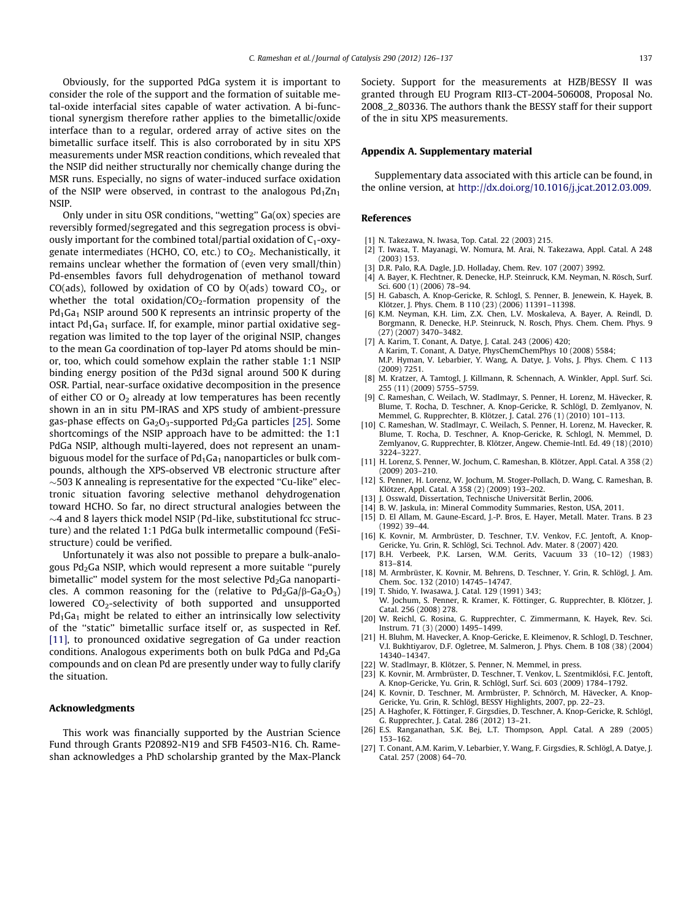Obviously, for the supported PdGa system it is important to consider the role of the support and the formation of suitable metal-oxide interfacial sites capable of water activation. A bi-functional synergism therefore rather applies to the bimetallic/oxide interface than to a regular, ordered array of active sites on the bimetallic surface itself. This is also corroborated by in situ XPS measurements under MSR reaction conditions, which revealed that the NSIP did neither structurally nor chemically change during the MSR runs. Especially, no signs of water-induced surface oxidation of the NSIP were observed, in contrast to the analogous $Pd_1Zn_1$ NSIP.

Only under in situ OSR conditions, "wetting" Ga(ox) species are reversibly formed/segregated and this segregation process is obviously important for the combined total/partial oxidation of $C_1$-oxygenate intermediates (HCHO, CO, etc.) to $CO_2$. Mechanistically, it remains unclear whether the formation of (even very small/thin) Pd-ensembles favors full dehydrogenation of methanol toward CO(ads), followed by oxidation of CO by O(ads) toward $CO_2$, or whether the total oxidation/$CO_2$-formation propensity of the $Pd_1Ga_1$ NSIP around 500 K represents an intrinsic property of the intact $Pd_1Ga_1$ surface. If, for example, minor partial oxidative segregation was limited to the top layer of the original NSIP, changes to the mean Ga coordination of top-layer Pd atoms should be minor, too, which could somehow explain the rather stable 1:1 NSIP binding energy position of the Pd3d signal around 500 K during OSR. Partial, near-surface oxidative decomposition in the presence of either CO or $O_2$ already at low temperatures has been recently shown in an in situ PM-IRAS and XPS study of ambient-pressure gas-phase effects on $Ga_2O_3$-supported $Pd_2Ga$ particles [25]. Some shortcomings of the NSIP approach have to be admitted: the 1:1 PdGa NSIP, although multi-layered, does not represent an unambiguous model for the surface of $Pd_1Ga_1$ nanoparticles or bulk compounds, although the XPS-observed VB electronic structure after ~503 K annealing is representative for the expected "Cu-like" electronic situation favoring selective methanol dehydrogenation toward HCHO. So far, no direct structural analogies between the ~4 and 8 layers thick model NSIP (Pd-like, substitutional fcc structure) and the related 1:1 PdGa bulk intermetallic compound (FeSi-structure) could be verified.

Unfortunately it was also not possible to prepare a bulk-analogous $Pd_2Ga$ NSIP, which would represent a more suitable "purely bimetallic" model system for the most selective $Pd_2Ga$ nanoparticles. A common reasoning for the (relative to $Pd_2Ga/\beta$-$Ga_2O_3$) lowered $CO_2$-selectivity of both supported and unsupported $Pd_1Ga_1$ might be related to either an intrinsically low selectivity of the "static" bimetallic surface itself or, as suspected in Ref. [11], to pronounced oxidative segregation of Ga under reaction conditions. Analogous experiments both on bulk PdGa and $Pd_2Ga$ compounds and on clean Pd are presently under way to fully clarify the situation.

## Acknowledgments

This work was financially supported by the Austrian Science Fund through Grants P20892-N19 and SFB F4503-N16. Ch. Rameshan acknowledges a PhD scholarship granted by the Max-Planck Society. Support for the measurements at HZB/BESSY II was granted through EU Program RII3-CT-2004-506008, Proposal No. 2008_2_80336. The authors thank the BESSY staff for their support of the in situ XPS measurements.

## Appendix A. Supplementary material

Supplementary data associated with this article can be found, in the online version, at http://dx.doi.org/10.1016/j.jcat.2012.03.009.

## References

[1] N. Takezawa, N. Iwasa, Top. Catal. 22 (2003) 215.
[2] T. Iwasa, T. Mayanagi, W. Nomura, M. Arai, N. Takezawa, Appl. Catal. A 248 (2003) 153.
[3] D.R. Palo, R.A. Dagle, J.D. Holladay, Chem. Rev. 107 (2007) 3992.
[4] A. Bayer, K. Flechtner, R. Denecke, H.P. Steinruck, K.M. Neyman, N. Rösch, Surf. Sci. 600 (1) (2006) 78–94.
[5] H. Gabasch, A. Knop-Gericke, R. Schlogl, S. Penner, B. Jenewein, K. Hayek, B. Klötzer, J. Phys. Chem. B 110 (23) (2006) 11391–11398.
[6] K.M. Neyman, K.H. Lim, Z.X. Chen, L.V. Moskaleva, A. Bayer, A. Reindl, D. Borgmann, R. Denecke, H.P. Steinruck, N. Rosch, Phys. Chem. Chem. Phys. 9 (27) (2007) 3470–3482.
[7] A. Karim, T. Conant, A. Datye, J. Catal. 243 (2006) 420;
A. Karim, T. Conant, A. Datye, PhysChemChemPhys 10 (2008) 5584;
M.P. Hyman, V. Lebarbier, Y. Wang, A. Datye, J. Vohs, J. Phys. Chem. C 113 (2009) 7251.
[8] M. Kratzer, A. Tamtogl, J. Killmann, R. Schennach, A. Winkler, Appl. Surf. Sci. 255 (11) (2009) 5755–5759.
[9] C. Rameshan, C. Weilach, W. Stadlmayr, S. Penner, H. Lorenz, M. Hävecker, R. Blume, T. Rocha, D. Teschner, A. Knop-Gericke, R. Schlögl, D. Zemlyanov, N. Memmel, G. Rupprechter, B. Klötzer, J. Catal. 276 (1) (2010) 101–113.
[10] C. Rameshan, W. Stadlmayr, C. Weilach, S. Penner, H. Lorenz, M. Havecker, R. Blume, T. Rocha, D. Teschner, A. Knop-Gericke, R. Schlogl, N. Memmel, D. Zemlyanov, G. Rupprechter, B. Klötzer, Angew. Chemie-Intl. Ed. 49 (18) (2010) 3224–3227.
[11] H. Lorenz, S. Penner, W. Jochum, C. Rameshan, B. Klötzer, Appl. Catal. A 358 (2) (2009) 203–210.
[12] S. Penner, H. Lorenz, W. Jochum, M. Stoger-Pollach, D. Wang, C. Rameshan, B. Klötzer, Appl. Catal. A 358 (2) (2009) 193–202.
[13] J. Osswald, Dissertation, Technische Universität Berlin, 2006.
[14] B. W. Jaskula, in: Mineral Commodity Summaries, Reston, USA, 2011.
[15] D. El Allam, M. Gaune-Escard, J.-P. Bros, E. Hayer, Metall. Mater. Trans. B 23 (1992) 39–44.
[16] K. Kovnir, M. Armbrüster, D. Teschner, T.V. Venkov, F.C. Jentoft, A. Knop-Gericke, Yu. Grin, R. Schlögl, Sci. Technol. Adv. Mater. 8 (2007) 420.
[17] B.H. Verbeek, P.K. Larsen, W.M. Gerits, Vacuum 33 (10–12) (1983) 813–814.
[18] M. Armbrüster, K. Kovnir, M. Behrens, D. Teschner, Y. Grin, R. Schlögl, J. Am. Chem. Soc. 132 (2010) 14745–14747.
[19] T. Shido, Y. Iwasawa, J. Catal. 129 (1991) 343;
W. Jochum, S. Penner, R. Kramer, K. Föttinger, G. Rupprechter, B. Klötzer, J. Catal. 256 (2008) 278.
[20] W. Reichl, G. Rosina, G. Rupprechter, C. Zimmermann, K. Hayek, Rev. Sci. Instrum. 71 (3) (2000) 1495–1499.
[21] H. Bluhm, M. Havecker, A. Knop-Gericke, E. Kleimenov, R. Schlogl, D. Teschner, V.I. Bukhtiyarov, D.F. Ogletree, M. Salmeron, J. Phys. Chem. B 108 (38) (2004) 14340–14347.
[22] W. Stadlmayr, B. Klötzer, S. Penner, N. Memmel, in press.
[23] K. Kovnir, M. Armbrüster, D. Teschner, T. Venkov, L. Szentmiklósi, F.C. Jentoft, A. Knop-Gericke, Yu. Grin, R. Schlögl, Surf. Sci. 603 (2009) 1784–1792.
[24] K. Kovnir, D. Teschner, M. Armbrüster, P. Schnörch, M. Hävecker, A. Knop-Gericke, Yu. Grin, R. Schlögl, BESSY Highlights, 2007, pp. 22–23.
[25] A. Haghofer, K. Föttinger, F. Girgsdies, D. Teschner, A. Knop-Gericke, R. Schlögl, G. Rupprechter, J. Catal. 286 (2012) 13–21.
[26] E.S. Ranganathan, S.K. Bej, L.T. Thompson, Appl. Catal. A 289 (2005) 153–162.
[27] T. Conant, A.M. Karim, V. Lebarbier, Y. Wang, F. Girgsdies, R. Schlögl, A. Datye, J. Catal. 257 (2008) 64–70.